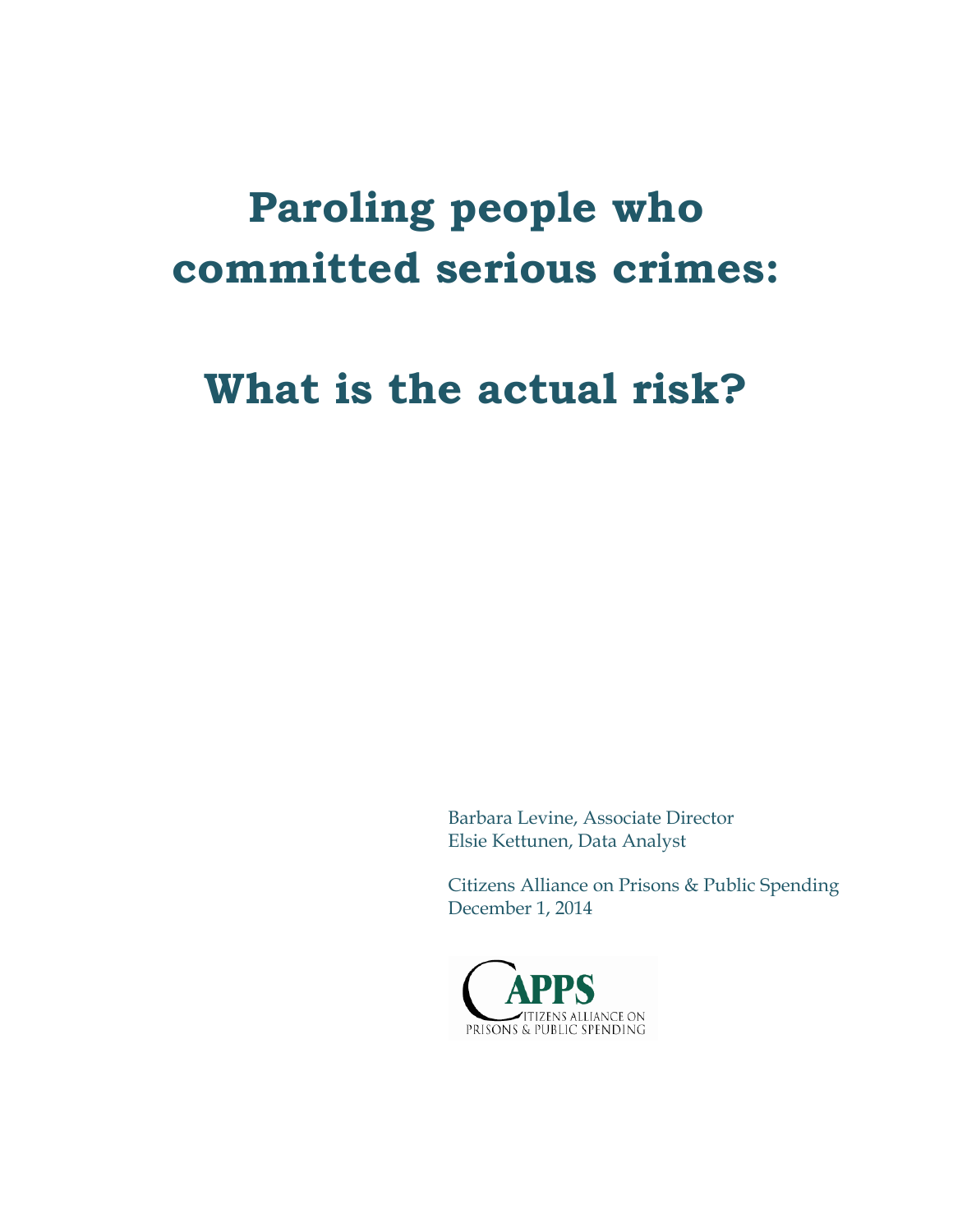# Paroling people who committed serious crimes:

# What is the actual risk?

Barbara Levine, Associate Director
Elsie Kettunen, Data Analyst

Citizens Alliance on Prisons & Public Spending
December 1, 2014

CAPPS
CITIZENS ALLIANCE ON PRISONS & PUBLIC SPENDING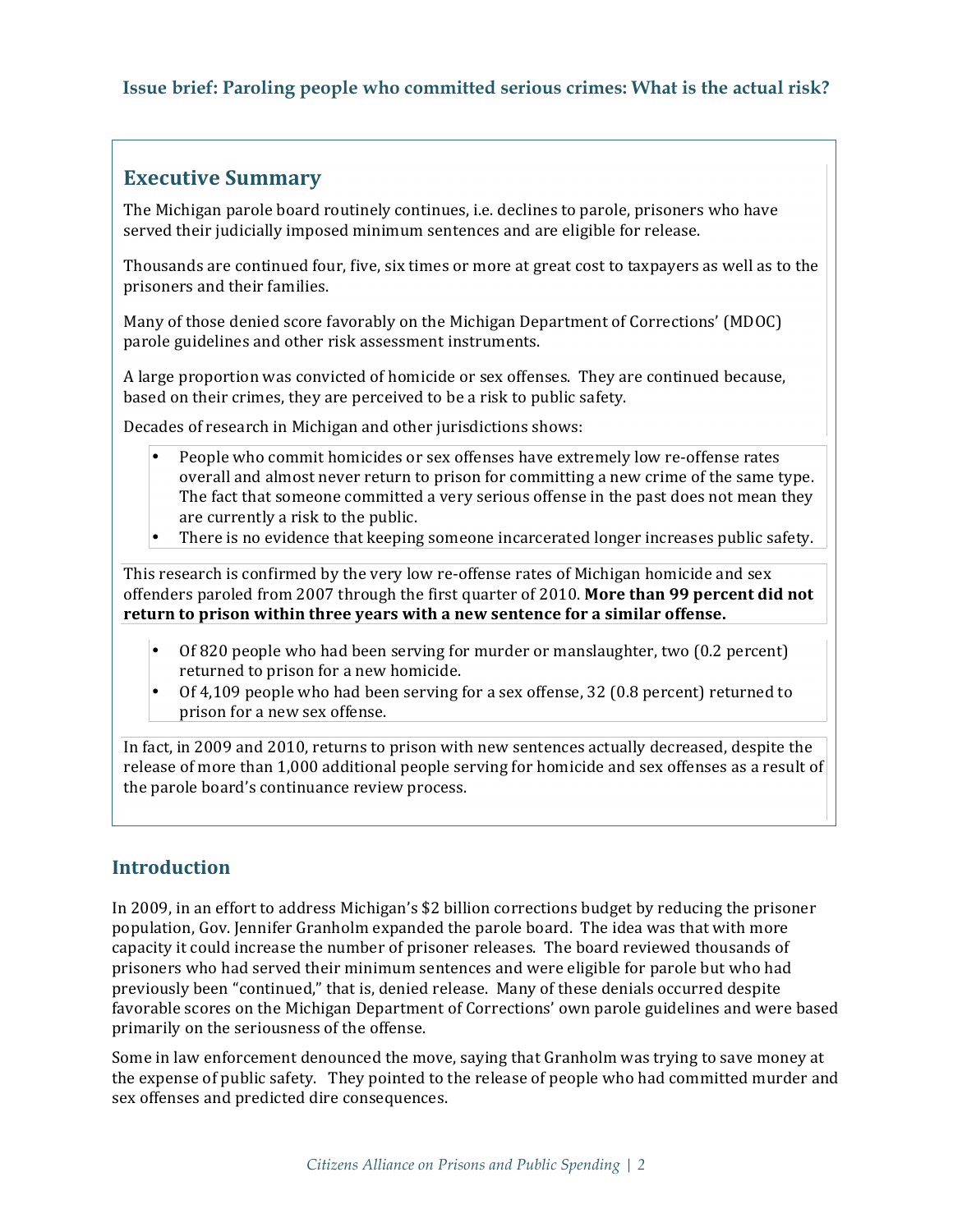**Issue brief: Paroling people who committed serious crimes: What is the actual risk?**

## Executive Summary

The Michigan parole board routinely continues, i.e. declines to parole, prisoners who have served their judicially imposed minimum sentences and are eligible for release.

Thousands are continued four, five, six times or more at great cost to taxpayers as well as to the prisoners and their families.

Many of those denied score favorably on the Michigan Department of Corrections' (MDOC) parole guidelines and other risk assessment instruments.

A large proportion was convicted of homicide or sex offenses. They are continued because, based on their crimes, they are perceived to be a risk to public safety.

Decades of research in Michigan and other jurisdictions shows:

- People who commit homicides or sex offenses have extremely low re-offense rates overall and almost never return to prison for committing a new crime of the same type. The fact that someone committed a very serious offense in the past does not mean they are currently a risk to the public.
- There is no evidence that keeping someone incarcerated longer increases public safety.

This research is confirmed by the very low re-offense rates of Michigan homicide and sex offenders paroled from 2007 through the first quarter of 2010. **More than 99 percent did not return to prison within three years with a new sentence for a similar offense.**

- Of 820 people who had been serving for murder or manslaughter, two (0.2 percent) returned to prison for a new homicide.
- Of 4,109 people who had been serving for a sex offense, 32 (0.8 percent) returned to prison for a new sex offense.

In fact, in 2009 and 2010, returns to prison with new sentences actually decreased, despite the release of more than 1,000 additional people serving for homicide and sex offenses as a result of the parole board's continuance review process.

## Introduction

In 2009, in an effort to address Michigan's $2 billion corrections budget by reducing the prisoner population, Gov. Jennifer Granholm expanded the parole board. The idea was that with more capacity it could increase the number of prisoner releases. The board reviewed thousands of prisoners who had served their minimum sentences and were eligible for parole but who had previously been "continued," that is, denied release. Many of these denials occurred despite favorable scores on the Michigan Department of Corrections' own parole guidelines and were based primarily on the seriousness of the offense.

Some in law enforcement denounced the move, saying that Granholm was trying to save money at the expense of public safety. They pointed to the release of people who had committed murder and sex offenses and predicted dire consequences.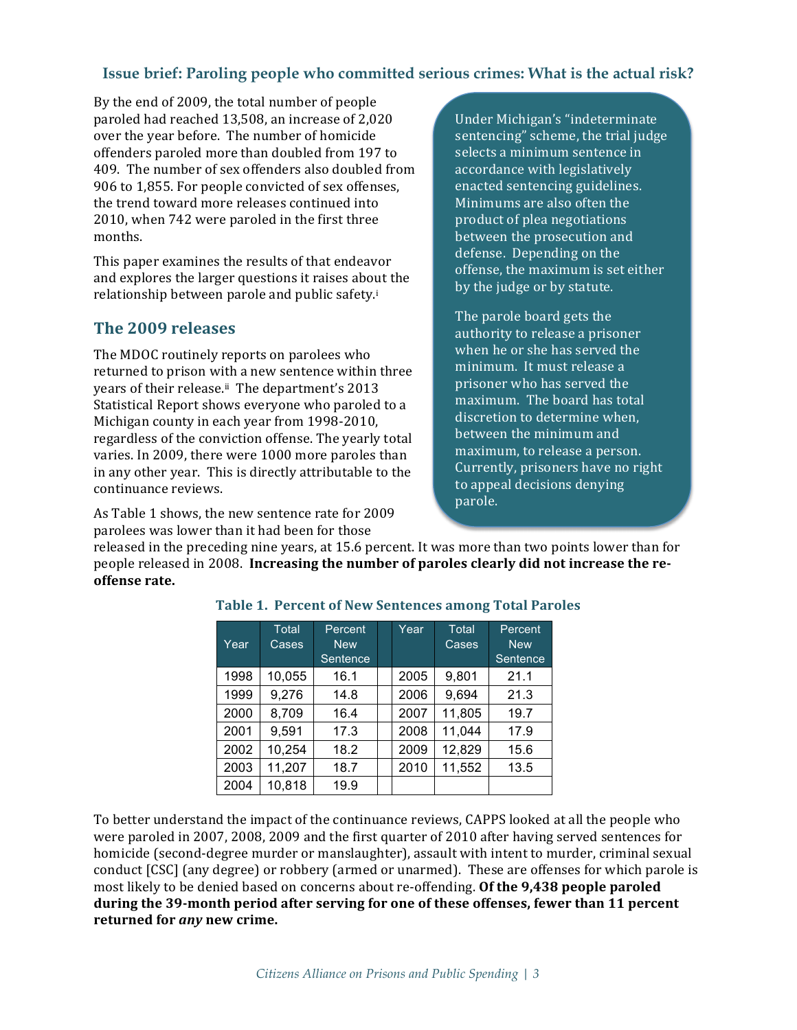## Issue brief: Paroling people who committed serious crimes: What is the actual risk?

By the end of 2009, the total number of people paroled had reached 13,508, an increase of 2,020 over the year before. The number of homicide offenders paroled more than doubled from 197 to 409. The number of sex offenders also doubled from 906 to 1,855. For people convicted of sex offenses, the trend toward more releases continued into 2010, when 742 were paroled in the first three months.

This paper examines the results of that endeavor and explores the larger questions it raises about the relationship between parole and public safety.[i]

Under Michigan's "indeterminate sentencing" scheme, the trial judge selects a minimum sentence in accordance with legislatively enacted sentencing guidelines. Minimums are also often the product of plea negotiations between the prosecution and defense. Depending on the offense, the maximum is set either by the judge or by statute.

The parole board gets the authority to release a prisoner when he or she has served the minimum. It must release a prisoner who has served the maximum. The board has total discretion to determine when, between the minimum and maximum, to release a person. Currently, prisoners have no right to appeal decisions denying parole.

## The 2009 releases

The MDOC routinely reports on parolees who returned to prison with a new sentence within three years of their release.[ii] The department's 2013 Statistical Report shows everyone who paroled to a Michigan county in each year from 1998-2010, regardless of the conviction offense. The yearly total varies. In 2009, there were 1000 more paroles than in any other year. This is directly attributable to the continuance reviews.

As Table 1 shows, the new sentence rate for 2009 parolees was lower than it had been for those released in the preceding nine years, at 15.6 percent. It was more than two points lower than for people released in 2008. **Increasing the number of paroles clearly did not increase the re-offense rate.**

**Table 1. Percent of New Sentences among Total Paroles**

| Year | Total Cases | Percent New Sentence | | Year | Total Cases | Percent New Sentence |
|---|---|---|---|---|---|---|
| 1998 | 10,055 | 16.1 | | 2005 | 9,801 | 21.1 |
| 1999 | 9,276 | 14.8 | | 2006 | 9,694 | 21.3 |
| 2000 | 8,709 | 16.4 | | 2007 | 11,805 | 19.7 |
| 2001 | 9,591 | 17.3 | | 2008 | 11,044 | 17.9 |
| 2002 | 10,254 | 18.2 | | 2009 | 12,829 | 15.6 |
| 2003 | 11,207 | 18.7 | | 2010 | 11,552 | 13.5 |
| 2004 | 10,818 | 19.9 | | | | |

To better understand the impact of the continuance reviews, CAPPS looked at all the people who were paroled in 2007, 2008, 2009 and the first quarter of 2010 after having served sentences for homicide (second-degree murder or manslaughter), assault with intent to murder, criminal sexual conduct [CSC] (any degree) or robbery (armed or unarmed). These are offenses for which parole is most likely to be denied based on concerns about re-offending. **Of the 9,438 people paroled during the 39-month period after serving for one of these offenses, fewer than 11 percent returned for *any* new crime.**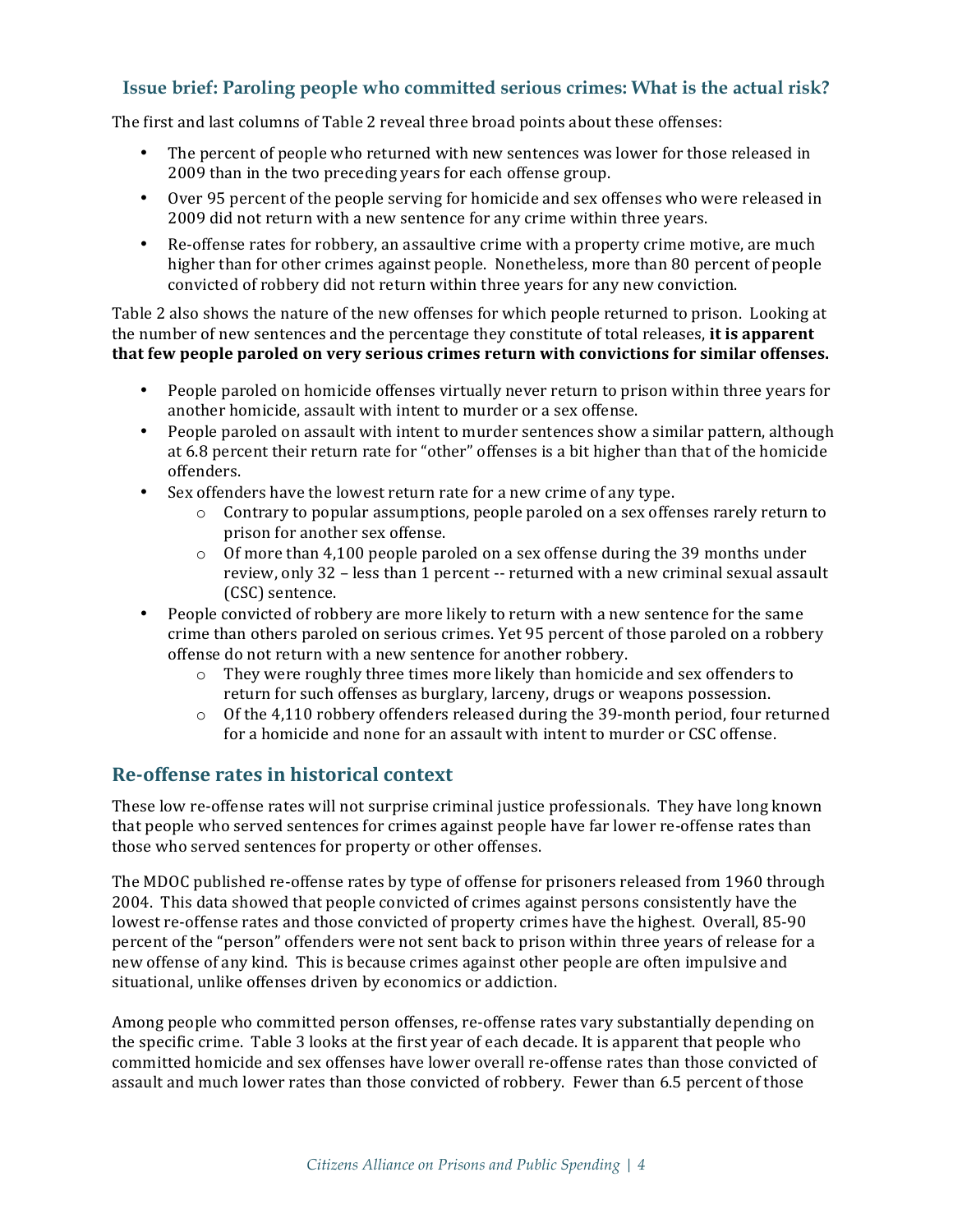### Issue brief: Paroling people who committed serious crimes: What is the actual risk?

The first and last columns of Table 2 reveal three broad points about these offenses:

- The percent of people who returned with new sentences was lower for those released in 2009 than in the two preceding years for each offense group.
- Over 95 percent of the people serving for homicide and sex offenses who were released in 2009 did not return with a new sentence for any crime within three years.
- Re-offense rates for robbery, an assaultive crime with a property crime motive, are much higher than for other crimes against people. Nonetheless, more than 80 percent of people convicted of robbery did not return within three years for any new conviction.

Table 2 also shows the nature of the new offenses for which people returned to prison. Looking at the number of new sentences and the percentage they constitute of total releases, **it is apparent that few people paroled on very serious crimes return with convictions for similar offenses.**

- People paroled on homicide offenses virtually never return to prison within three years for another homicide, assault with intent to murder or a sex offense.
- People paroled on assault with intent to murder sentences show a similar pattern, although at 6.8 percent their return rate for "other" offenses is a bit higher than that of the homicide offenders.
- Sex offenders have the lowest return rate for a new crime of any type.
  - Contrary to popular assumptions, people paroled on a sex offenses rarely return to prison for another sex offense.
  - Of more than 4,100 people paroled on a sex offense during the 39 months under review, only 32 – less than 1 percent -- returned with a new criminal sexual assault (CSC) sentence.
- People convicted of robbery are more likely to return with a new sentence for the same crime than others paroled on serious crimes. Yet 95 percent of those paroled on a robbery offense do not return with a new sentence for another robbery.
  - They were roughly three times more likely than homicide and sex offenders to return for such offenses as burglary, larceny, drugs or weapons possession.
  - Of the 4,110 robbery offenders released during the 39-month period, four returned for a homicide and none for an assault with intent to murder or CSC offense.

## Re-offense rates in historical context

These low re-offense rates will not surprise criminal justice professionals. They have long known that people who served sentences for crimes against people have far lower re-offense rates than those who served sentences for property or other offenses.

The MDOC published re-offense rates by type of offense for prisoners released from 1960 through 2004. This data showed that people convicted of crimes against persons consistently have the lowest re-offense rates and those convicted of property crimes have the highest. Overall, 85-90 percent of the "person" offenders were not sent back to prison within three years of release for a new offense of any kind. This is because crimes against other people are often impulsive and situational, unlike offenses driven by economics or addiction.

Among people who committed person offenses, re-offense rates vary substantially depending on the specific crime. Table 3 looks at the first year of each decade. It is apparent that people who committed homicide and sex offenses have lower overall re-offense rates than those convicted of assault and much lower rates than those convicted of robbery. Fewer than 6.5 percent of those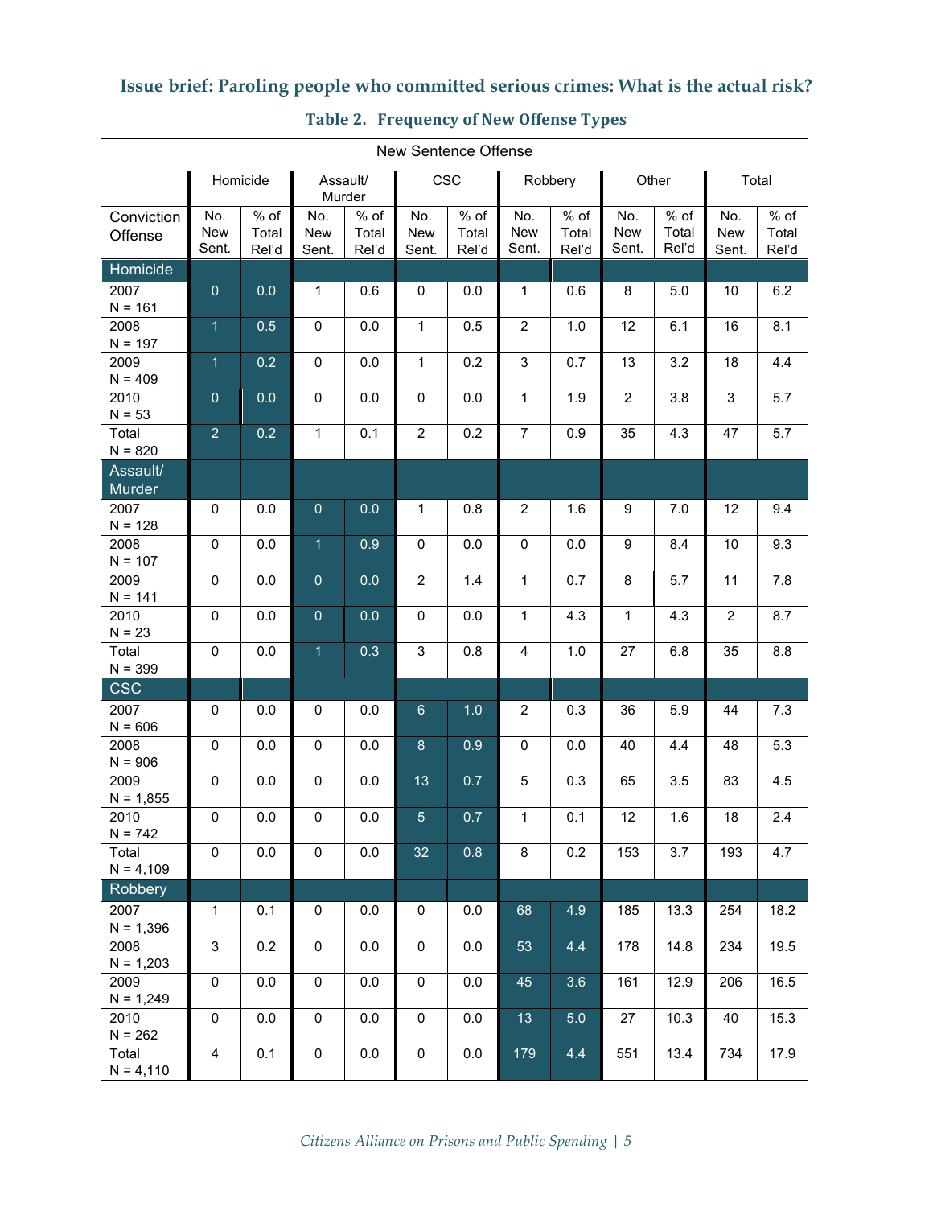## Issue brief: Paroling people who committed serious crimes: What is the actual risk?

### Table 2. Frequency of New Offense Types

| | New Sentence Offense | | | | | | | | | | | |
|---|---|---|---|---|---|---|---|---|---|---|---|---|
| | Homicide | | Assault/ Murder | | CSC | | Robbery | | Other | | Total | |
| Conviction Offense | No. New Sent. | % of Total Rel'd | No. New Sent. | % of Total Rel'd | No. New Sent. | % of Total Rel'd | No. New Sent. | % of Total Rel'd | No. New Sent. | % of Total Rel'd | No. New Sent. | % of Total Rel'd |
| **Homicide** | | | | | | | | | | | | |
| 2007 N = 161 | 0 | 0.0 | 1 | 0.6 | 0 | 0.0 | 1 | 0.6 | 8 | 5.0 | 10 | 6.2 |
| 2008 N = 197 | 1 | 0.5 | 0 | 0.0 | 1 | 0.5 | 2 | 1.0 | 12 | 6.1 | 16 | 8.1 |
| 2009 N = 409 | 1 | 0.2 | 0 | 0.0 | 1 | 0.2 | 3 | 0.7 | 13 | 3.2 | 18 | 4.4 |
| 2010 N = 53 | 0 | 0.0 | 0 | 0.0 | 0 | 0.0 | 1 | 1.9 | 2 | 3.8 | 3 | 5.7 |
| Total N = 820 | 2 | 0.2 | 1 | 0.1 | 2 | 0.2 | 7 | 0.9 | 35 | 4.3 | 47 | 5.7 |
| **Assault/ Murder** | | | | | | | | | | | | |
| 2007 N = 128 | 0 | 0.0 | 0 | 0.0 | 1 | 0.8 | 2 | 1.6 | 9 | 7.0 | 12 | 9.4 |
| 2008 N = 107 | 0 | 0.0 | 1 | 0.9 | 0 | 0.0 | 0 | 0.0 | 9 | 8.4 | 10 | 9.3 |
| 2009 N = 141 | 0 | 0.0 | 0 | 0.0 | 2 | 1.4 | 1 | 0.7 | 8 | 5.7 | 11 | 7.8 |
| 2010 N = 23 | 0 | 0.0 | 0 | 0.0 | 0 | 0.0 | 1 | 4.3 | 1 | 4.3 | 2 | 8.7 |
| Total N = 399 | 0 | 0.0 | 1 | 0.3 | 3 | 0.8 | 4 | 1.0 | 27 | 6.8 | 35 | 8.8 |
| **CSC** | | | | | | | | | | | | |
| 2007 N = 606 | 0 | 0.0 | 0 | 0.0 | 6 | 1.0 | 2 | 0.3 | 36 | 5.9 | 44 | 7.3 |
| 2008 N = 906 | 0 | 0.0 | 0 | 0.0 | 8 | 0.9 | 0 | 0.0 | 40 | 4.4 | 48 | 5.3 |
| 2009 N = 1,855 | 0 | 0.0 | 0 | 0.0 | 13 | 0.7 | 5 | 0.3 | 65 | 3.5 | 83 | 4.5 |
| 2010 N = 742 | 0 | 0.0 | 0 | 0.0 | 5 | 0.7 | 1 | 0.1 | 12 | 1.6 | 18 | 2.4 |
| Total N = 4,109 | 0 | 0.0 | 0 | 0.0 | 32 | 0.8 | 8 | 0.2 | 153 | 3.7 | 193 | 4.7 |
| **Robbery** | | | | | | | | | | | | |
| 2007 N = 1,396 | 1 | 0.1 | 0 | 0.0 | 0 | 0.0 | 68 | 4.9 | 185 | 13.3 | 254 | 18.2 |
| 2008 N = 1,203 | 3 | 0.2 | 0 | 0.0 | 0 | 0.0 | 53 | 4.4 | 178 | 14.8 | 234 | 19.5 |
| 2009 N = 1,249 | 0 | 0.0 | 0 | 0.0 | 0 | 0.0 | 45 | 3.6 | 161 | 12.9 | 206 | 16.5 |
| 2010 N = 262 | 0 | 0.0 | 0 | 0.0 | 0 | 0.0 | 13 | 5.0 | 27 | 10.3 | 40 | 15.3 |
| Total N = 4,110 | 4 | 0.1 | 0 | 0.0 | 0 | 0.0 | 179 | 4.4 | 551 | 13.4 | 734 | 17.9 |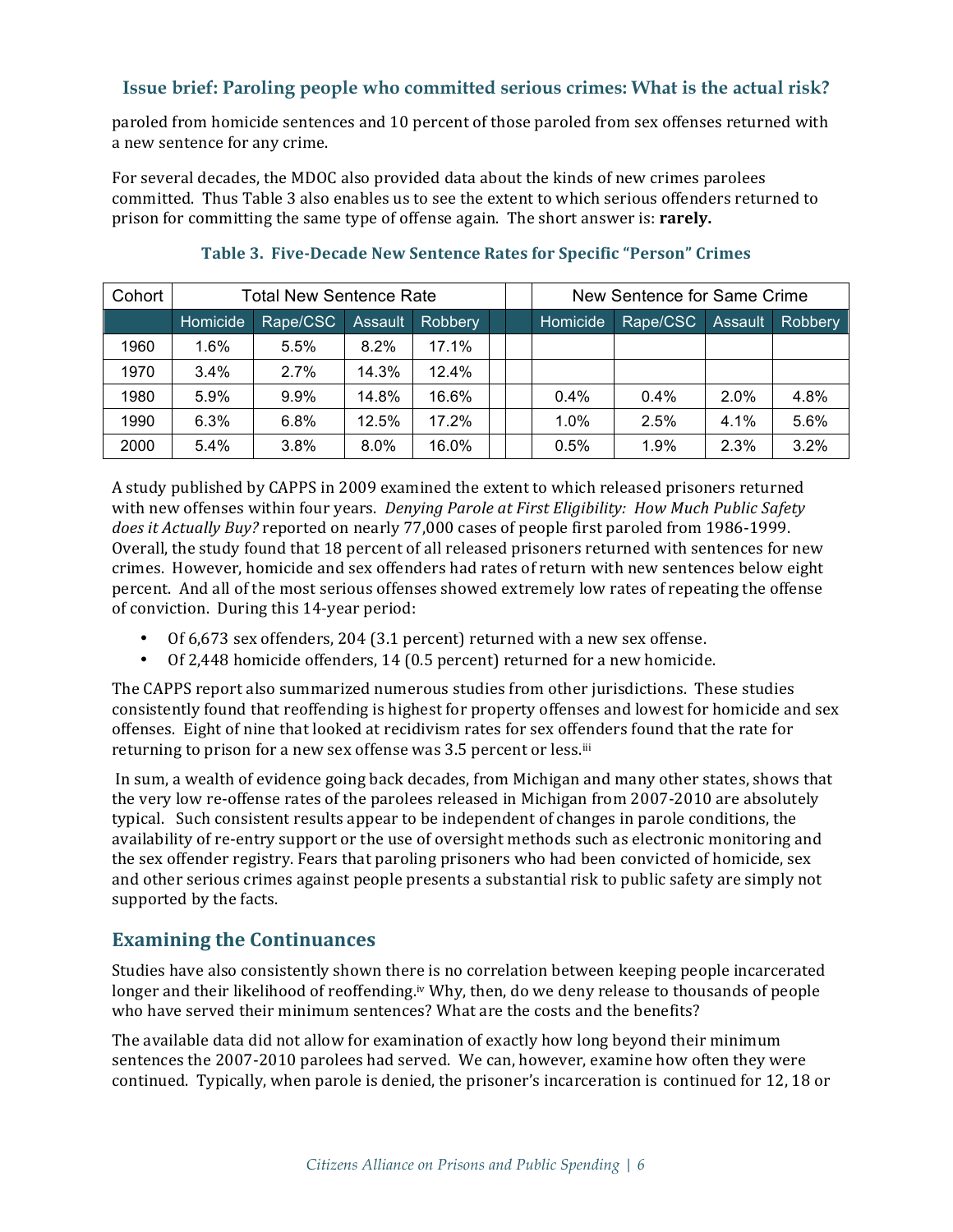paroled from homicide sentences and 10 percent of those paroled from sex offenses returned with a new sentence for any crime.

For several decades, the MDOC also provided data about the kinds of new crimes parolees committed. Thus Table 3 also enables us to see the extent to which serious offenders returned to prison for committing the same type of offense again. The short answer is: **rarely.**

### Table 3. Five-Decade New Sentence Rates for Specific "Person" Crimes

| Cohort | Total New Sentence Rate | | | | | New Sentence for Same Crime | | | |
|---|---|---|---|---|---|---|---|---|---|
| | Homicide | Rape/CSC | Assault | Robbery | | Homicide | Rape/CSC | Assault | Robbery |
| 1960 | 1.6% | 5.5% | 8.2% | 17.1% | | | | | |
| 1970 | 3.4% | 2.7% | 14.3% | 12.4% | | | | | |
| 1980 | 5.9% | 9.9% | 14.8% | 16.6% | | 0.4% | 0.4% | 2.0% | 4.8% |
| 1990 | 6.3% | 6.8% | 12.5% | 17.2% | | 1.0% | 2.5% | 4.1% | 5.6% |
| 2000 | 5.4% | 3.8% | 8.0% | 16.0% | | 0.5% | 1.9% | 2.3% | 3.2% |

A study published by CAPPS in 2009 examined the extent to which released prisoners returned with new offenses within four years. *Denying Parole at First Eligibility: How Much Public Safety does it Actually Buy?* reported on nearly 77,000 cases of people first paroled from 1986-1999. Overall, the study found that 18 percent of all released prisoners returned with sentences for new crimes. However, homicide and sex offenders had rates of return with new sentences below eight percent. And all of the most serious offenses showed extremely low rates of repeating the offense of conviction. During this 14-year period:

- Of 6,673 sex offenders, 204 (3.1 percent) returned with a new sex offense.
- Of 2,448 homicide offenders, 14 (0.5 percent) returned for a new homicide.

The CAPPS report also summarized numerous studies from other jurisdictions. These studies consistently found that reoffending is highest for property offenses and lowest for homicide and sex offenses. Eight of nine that looked at recidivism rates for sex offenders found that the rate for returning to prison for a new sex offense was 3.5 percent or less.[iii]

In sum, a wealth of evidence going back decades, from Michigan and many other states, shows that the very low re-offense rates of the parolees released in Michigan from 2007-2010 are absolutely typical. Such consistent results appear to be independent of changes in parole conditions, the availability of re-entry support or the use of oversight methods such as electronic monitoring and the sex offender registry. Fears that paroling prisoners who had been convicted of homicide, sex and other serious crimes against people presents a substantial risk to public safety are simply not supported by the facts.

## Examining the Continuances

Studies have also consistently shown there is no correlation between keeping people incarcerated longer and their likelihood of reoffending.[iv] Why, then, do we deny release to thousands of people who have served their minimum sentences? What are the costs and the benefits?

The available data did not allow for examination of exactly how long beyond their minimum sentences the 2007-2010 parolees had served. We can, however, examine how often they were continued. Typically, when parole is denied, the prisoner's incarceration is continued for 12, 18 or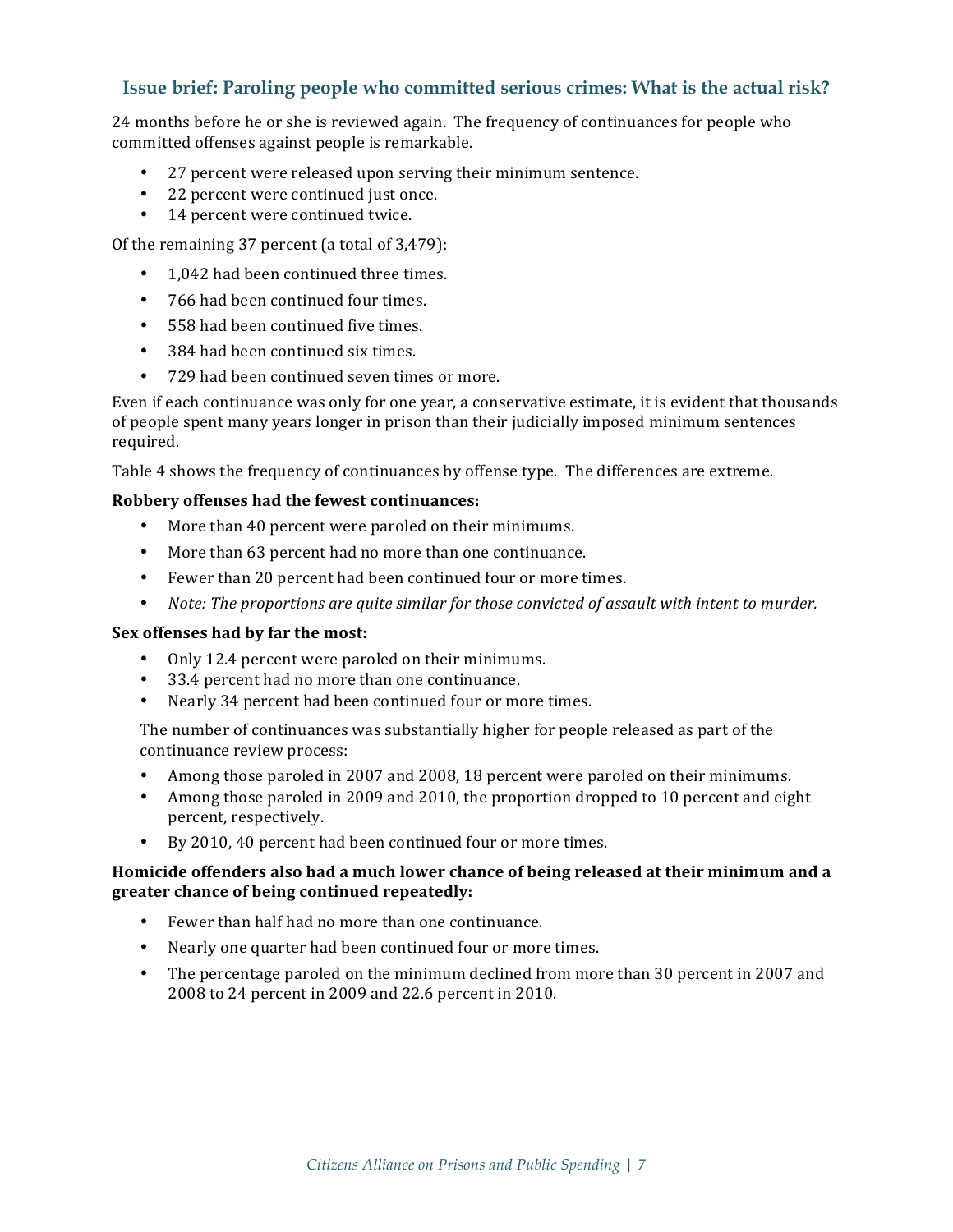24 months before he or she is reviewed again. The frequency of continuances for people who committed offenses against people is remarkable.

- 27 percent were released upon serving their minimum sentence.
- 22 percent were continued just once.
- 14 percent were continued twice.

Of the remaining 37 percent (a total of 3,479):

- 1,042 had been continued three times.
- 766 had been continued four times.
- 558 had been continued five times.
- 384 had been continued six times.
- 729 had been continued seven times or more.

Even if each continuance was only for one year, a conservative estimate, it is evident that thousands of people spent many years longer in prison than their judicially imposed minimum sentences required.

Table 4 shows the frequency of continuances by offense type. The differences are extreme.

**Robbery offenses had the fewest continuances:**

- More than 40 percent were paroled on their minimums.
- More than 63 percent had no more than one continuance.
- Fewer than 20 percent had been continued four or more times.
- *Note: The proportions are quite similar for those convicted of assault with intent to murder.*

**Sex offenses had by far the most:**

- Only 12.4 percent were paroled on their minimums.
- 33.4 percent had no more than one continuance.
- Nearly 34 percent had been continued four or more times.

The number of continuances was substantially higher for people released as part of the continuance review process:

- Among those paroled in 2007 and 2008, 18 percent were paroled on their minimums.
- Among those paroled in 2009 and 2010, the proportion dropped to 10 percent and eight percent, respectively.
- By 2010, 40 percent had been continued four or more times.

**Homicide offenders also had a much lower chance of being released at their minimum and a greater chance of being continued repeatedly:**

- Fewer than half had no more than one continuance.
- Nearly one quarter had been continued four or more times.
- The percentage paroled on the minimum declined from more than 30 percent in 2007 and 2008 to 24 percent in 2009 and 22.6 percent in 2010.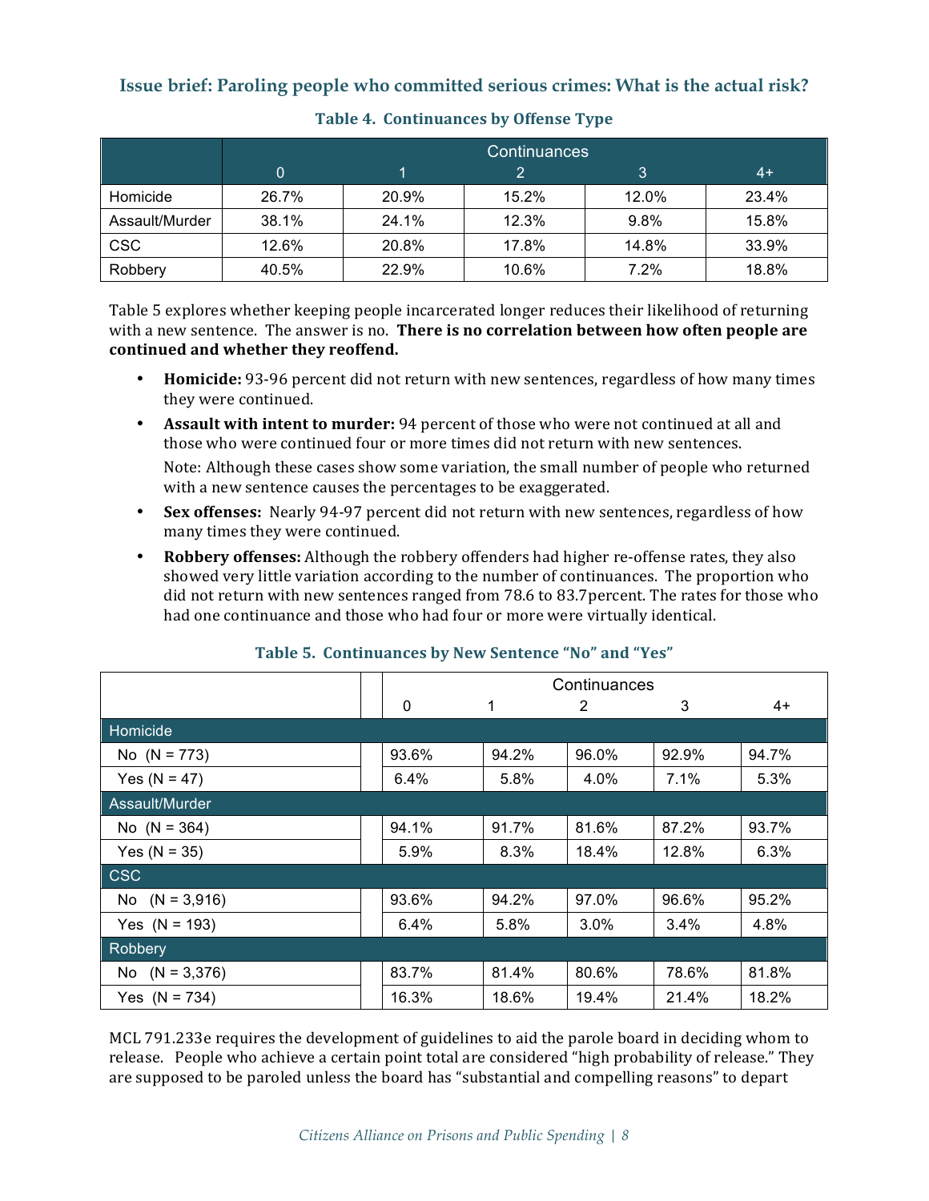## Issue brief: Paroling people who committed serious crimes: What is the actual risk?

**Table 4. Continuances by Offense Type**

| | Continuances | | | | |
|---|---|---|---|---|---|
| | 0 | 1 | 2 | 3 | 4+ |
| Homicide | 26.7% | 20.9% | 15.2% | 12.0% | 23.4% |
| Assault/Murder | 38.1% | 24.1% | 12.3% | 9.8% | 15.8% |
| CSC | 12.6% | 20.8% | 17.8% | 14.8% | 33.9% |
| Robbery | 40.5% | 22.9% | 10.6% | 7.2% | 18.8% |

Table 5 explores whether keeping people incarcerated longer reduces their likelihood of returning with a new sentence. The answer is no. **There is no correlation between how often people are continued and whether they reoffend.**

- **Homicide:** 93-96 percent did not return with new sentences, regardless of how many times they were continued.
- **Assault with intent to murder:** 94 percent of those who were not continued at all and those who were continued four or more times did not return with new sentences.

  Note: Although these cases show some variation, the small number of people who returned with a new sentence causes the percentages to be exaggerated.
- **Sex offenses:** Nearly 94-97 percent did not return with new sentences, regardless of how many times they were continued.
- **Robbery offenses:** Although the robbery offenders had higher re-offense rates, they also showed very little variation according to the number of continuances. The proportion who did not return with new sentences ranged from 78.6 to 83.7percent. The rates for those who had one continuance and those who had four or more were virtually identical.

**Table 5. Continuances by New Sentence "No" and "Yes"**

| | Continuances | | | | |
|---|---|---|---|---|---|
| | 0 | 1 | 2 | 3 | 4+ |
| **Homicide** | | | | | |
| No (N = 773) | 93.6% | 94.2% | 96.0% | 92.9% | 94.7% |
| Yes (N = 47) | 6.4% | 5.8% | 4.0% | 7.1% | 5.3% |
| **Assault/Murder** | | | | | |
| No (N = 364) | 94.1% | 91.7% | 81.6% | 87.2% | 93.7% |
| Yes (N = 35) | 5.9% | 8.3% | 18.4% | 12.8% | 6.3% |
| **CSC** | | | | | |
| No (N = 3,916) | 93.6% | 94.2% | 97.0% | 96.6% | 95.2% |
| Yes (N = 193) | 6.4% | 5.8% | 3.0% | 3.4% | 4.8% |
| **Robbery** | | | | | |
| No (N = 3,376) | 83.7% | 81.4% | 80.6% | 78.6% | 81.8% |
| Yes (N = 734) | 16.3% | 18.6% | 19.4% | 21.4% | 18.2% |

MCL 791.233e requires the development of guidelines to aid the parole board in deciding whom to release. People who achieve a certain point total are considered "high probability of release." They are supposed to be paroled unless the board has "substantial and compelling reasons" to depart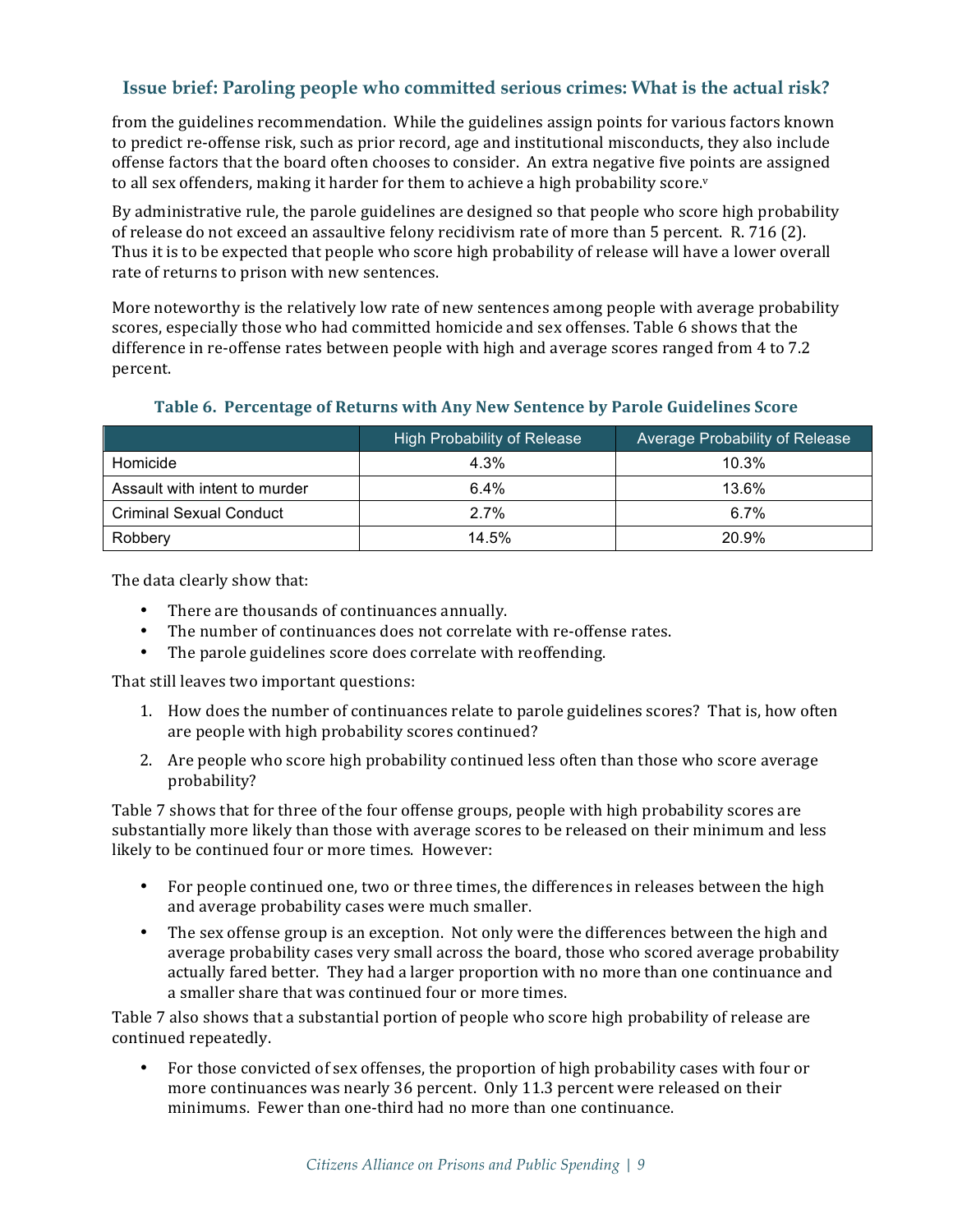from the guidelines recommendation. While the guidelines assign points for various factors known to predict re-offense risk, such as prior record, age and institutional misconducts, they also include offense factors that the board often chooses to consider. An extra negative five points are assigned to all sex offenders, making it harder for them to achieve a high probability score.[v]

By administrative rule, the parole guidelines are designed so that people who score high probability of release do not exceed an assaultive felony recidivism rate of more than 5 percent. R. 716 (2). Thus it is to be expected that people who score high probability of release will have a lower overall rate of returns to prison with new sentences.

More noteworthy is the relatively low rate of new sentences among people with average probability scores, especially those who had committed homicide and sex offenses. Table 6 shows that the difference in re-offense rates between people with high and average scores ranged from 4 to 7.2 percent.

**Table 6. Percentage of Returns with Any New Sentence by Parole Guidelines Score**

| | High Probability of Release | Average Probability of Release |
|---|---|---|
| Homicide | 4.3% | 10.3% |
| Assault with intent to murder | 6.4% | 13.6% |
| Criminal Sexual Conduct | 2.7% | 6.7% |
| Robbery | 14.5% | 20.9% |

The data clearly show that:

- There are thousands of continuances annually.
- The number of continuances does not correlate with re-offense rates.
- The parole guidelines score does correlate with reoffending.

That still leaves two important questions:

1. How does the number of continuances relate to parole guidelines scores? That is, how often are people with high probability scores continued?
2. Are people who score high probability continued less often than those who score average probability?

Table 7 shows that for three of the four offense groups, people with high probability scores are substantially more likely than those with average scores to be released on their minimum and less likely to be continued four or more times. However:

- For people continued one, two or three times, the differences in releases between the high and average probability cases were much smaller.
- The sex offense group is an exception. Not only were the differences between the high and average probability cases very small across the board, those who scored average probability actually fared better. They had a larger proportion with no more than one continuance and a smaller share that was continued four or more times.

Table 7 also shows that a substantial portion of people who score high probability of release are continued repeatedly.

- For those convicted of sex offenses, the proportion of high probability cases with four or more continuances was nearly 36 percent. Only 11.3 percent were released on their minimums. Fewer than one-third had no more than one continuance.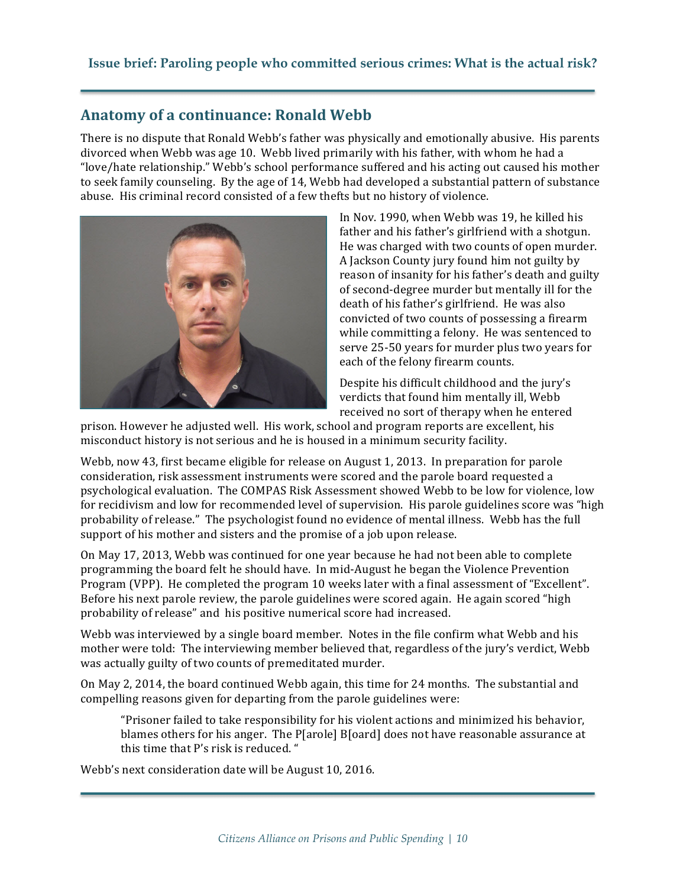## Anatomy of a continuance: Ronald Webb

There is no dispute that Ronald Webb's father was physically and emotionally abusive. His parents divorced when Webb was age 10. Webb lived primarily with his father, with whom he had a "love/hate relationship." Webb's school performance suffered and his acting out caused his mother to seek family counseling. By the age of 14, Webb had developed a substantial pattern of substance abuse. His criminal record consisted of a few thefts but no history of violence.

In Nov. 1990, when Webb was 19, he killed his father and his father's girlfriend with a shotgun. He was charged with two counts of open murder. A Jackson County jury found him not guilty by reason of insanity for his father's death and guilty of second-degree murder but mentally ill for the death of his father's girlfriend. He was also convicted of two counts of possessing a firearm while committing a felony. He was sentenced to serve 25-50 years for murder plus two years for each of the felony firearm counts.

Despite his difficult childhood and the jury's verdicts that found him mentally ill, Webb received no sort of therapy when he entered prison. However he adjusted well. His work, school and program reports are excellent, his misconduct history is not serious and he is housed in a minimum security facility.

Webb, now 43, first became eligible for release on August 1, 2013. In preparation for parole consideration, risk assessment instruments were scored and the parole board requested a psychological evaluation. The COMPAS Risk Assessment showed Webb to be low for violence, low for recidivism and low for recommended level of supervision. His parole guidelines score was "high probability of release." The psychologist found no evidence of mental illness. Webb has the full support of his mother and sisters and the promise of a job upon release.

On May 17, 2013, Webb was continued for one year because he had not been able to complete programming the board felt he should have. In mid-August he began the Violence Prevention Program (VPP). He completed the program 10 weeks later with a final assessment of "Excellent". Before his next parole review, the parole guidelines were scored again. He again scored "high probability of release" and his positive numerical score had increased.

Webb was interviewed by a single board member. Notes in the file confirm what Webb and his mother were told: The interviewing member believed that, regardless of the jury's verdict, Webb was actually guilty of two counts of premeditated murder.

On May 2, 2014, the board continued Webb again, this time for 24 months. The substantial and compelling reasons given for departing from the parole guidelines were:

> "Prisoner failed to take responsibility for his violent actions and minimized his behavior, blames others for his anger. The P[arole] B[oard] does not have reasonable assurance at this time that P's risk is reduced. "

Webb's next consideration date will be August 10, 2016.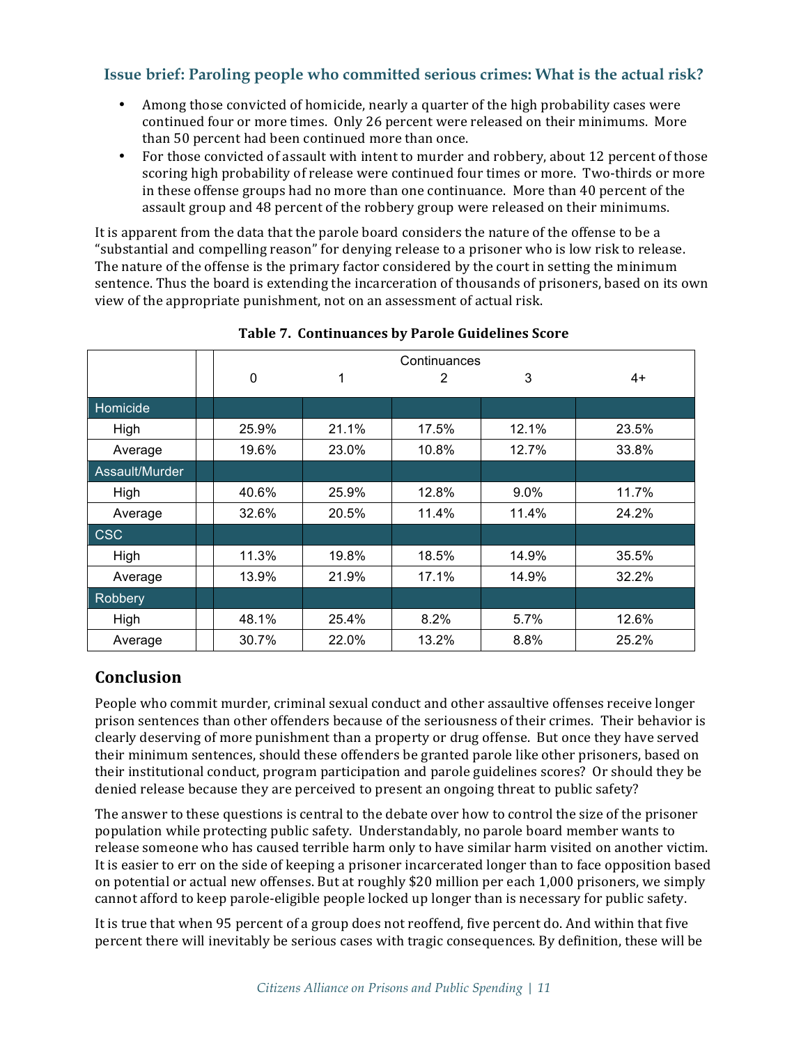### Issue brief: Paroling people who committed serious crimes: What is the actual risk?

- Among those convicted of homicide, nearly a quarter of the high probability cases were continued four or more times. Only 26 percent were released on their minimums. More than 50 percent had been continued more than once.
- For those convicted of assault with intent to murder and robbery, about 12 percent of those scoring high probability of release were continued four times or more. Two-thirds or more in these offense groups had no more than one continuance. More than 40 percent of the assault group and 48 percent of the robbery group were released on their minimums.

It is apparent from the data that the parole board considers the nature of the offense to be a "substantial and compelling reason" for denying release to a prisoner who is low risk to release. The nature of the offense is the primary factor considered by the court in setting the minimum sentence. Thus the board is extending the incarceration of thousands of prisoners, based on its own view of the appropriate punishment, not on an assessment of actual risk.

**Table 7. Continuances by Parole Guidelines Score**

| | Continuances | | | | |
|---|---|---|---|---|---|
| | 0 | 1 | 2 | 3 | 4+ |
| **Homicide** | | | | | |
| High | 25.9% | 21.1% | 17.5% | 12.1% | 23.5% |
| Average | 19.6% | 23.0% | 10.8% | 12.7% | 33.8% |
| **Assault/Murder** | | | | | |
| High | 40.6% | 25.9% | 12.8% | 9.0% | 11.7% |
| Average | 32.6% | 20.5% | 11.4% | 11.4% | 24.2% |
| **CSC** | | | | | |
| High | 11.3% | 19.8% | 18.5% | 14.9% | 35.5% |
| Average | 13.9% | 21.9% | 17.1% | 14.9% | 32.2% |
| **Robbery** | | | | | |
| High | 48.1% | 25.4% | 8.2% | 5.7% | 12.6% |
| Average | 30.7% | 22.0% | 13.2% | 8.8% | 25.2% |

## Conclusion

People who commit murder, criminal sexual conduct and other assaultive offenses receive longer prison sentences than other offenders because of the seriousness of their crimes. Their behavior is clearly deserving of more punishment than a property or drug offense. But once they have served their minimum sentences, should these offenders be granted parole like other prisoners, based on their institutional conduct, program participation and parole guidelines scores? Or should they be denied release because they are perceived to present an ongoing threat to public safety?

The answer to these questions is central to the debate over how to control the size of the prisoner population while protecting public safety. Understandably, no parole board member wants to release someone who has caused terrible harm only to have similar harm visited on another victim. It is easier to err on the side of keeping a prisoner incarcerated longer than to face opposition based on potential or actual new offenses. But at roughly $20 million per each 1,000 prisoners, we simply cannot afford to keep parole-eligible people locked up longer than is necessary for public safety.

It is true that when 95 percent of a group does not reoffend, five percent do. And within that five percent there will inevitably be serious cases with tragic consequences. By definition, these will be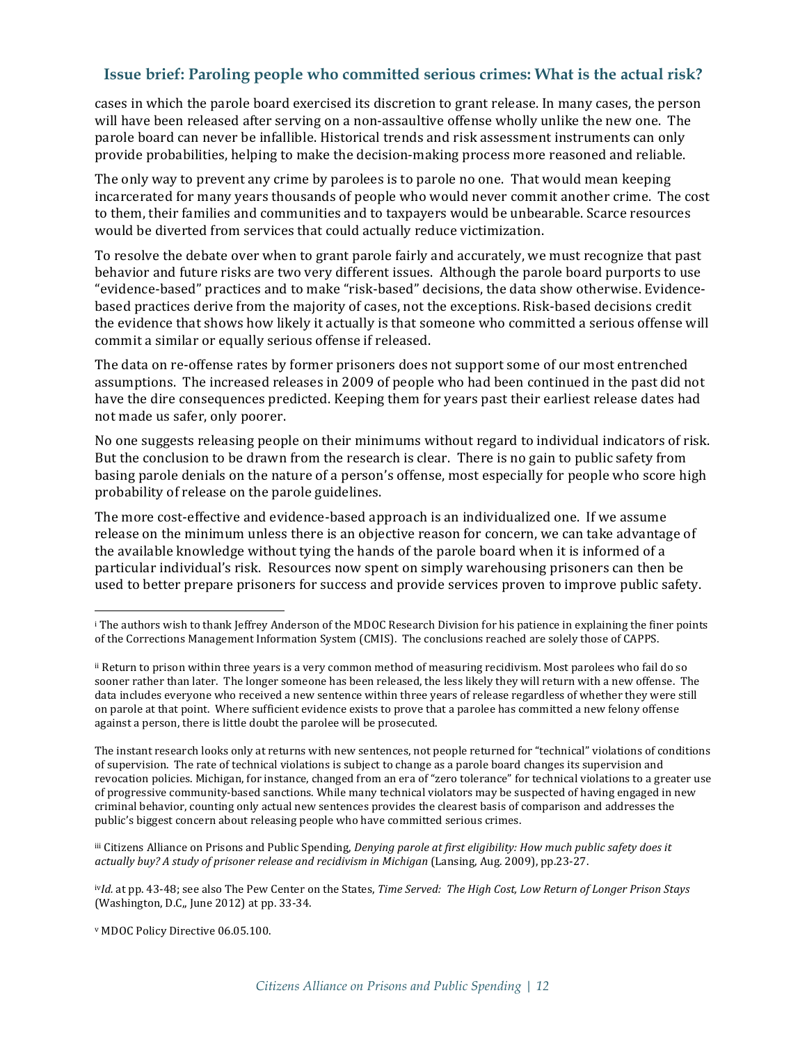cases in which the parole board exercised its discretion to grant release. In many cases, the person will have been released after serving on a non-assaultive offense wholly unlike the new one. The parole board can never be infallible. Historical trends and risk assessment instruments can only provide probabilities, helping to make the decision-making process more reasoned and reliable.

The only way to prevent any crime by parolees is to parole no one. That would mean keeping incarcerated for many years thousands of people who would never commit another crime. The cost to them, their families and communities and to taxpayers would be unbearable. Scarce resources would be diverted from services that could actually reduce victimization.

To resolve the debate over when to grant parole fairly and accurately, we must recognize that past behavior and future risks are two very different issues. Although the parole board purports to use "evidence-based" practices and to make "risk-based" decisions, the data show otherwise. Evidence-based practices derive from the majority of cases, not the exceptions. Risk-based decisions credit the evidence that shows how likely it actually is that someone who committed a serious offense will commit a similar or equally serious offense if released.

The data on re-offense rates by former prisoners does not support some of our most entrenched assumptions. The increased releases in 2009 of people who had been continued in the past did not have the dire consequences predicted. Keeping them for years past their earliest release dates had not made us safer, only poorer.

No one suggests releasing people on their minimums without regard to individual indicators of risk. But the conclusion to be drawn from the research is clear. There is no gain to public safety from basing parole denials on the nature of a person's offense, most especially for people who score high probability of release on the parole guidelines.

The more cost-effective and evidence-based approach is an individualized one. If we assume release on the minimum unless there is an objective reason for concern, we can take advantage of the available knowledge without tying the hands of the parole board when it is informed of a particular individual's risk. Resources now spent on simply warehousing prisoners can then be used to better prepare prisoners for success and provide services proven to improve public safety.

---

[i] The authors wish to thank Jeffrey Anderson of the MDOC Research Division for his patience in explaining the finer points of the Corrections Management Information System (CMIS). The conclusions reached are solely those of CAPPS.

[ii] Return to prison within three years is a very common method of measuring recidivism. Most parolees who fail do so sooner rather than later. The longer someone has been released, the less likely they will return with a new offense. The data includes everyone who received a new sentence within three years of release regardless of whether they were still on parole at that point. Where sufficient evidence exists to prove that a parolee has committed a new felony offense against a person, there is little doubt the parolee will be prosecuted.

The instant research looks only at returns with new sentences, not people returned for "technical" violations of conditions of supervision. The rate of technical violations is subject to change as a parole board changes its supervision and revocation policies. Michigan, for instance, changed from an era of "zero tolerance" for technical violations to a greater use of progressive community-based sanctions. While many technical violators may be suspected of having engaged in new criminal behavior, counting only actual new sentences provides the clearest basis of comparison and addresses the public's biggest concern about releasing people who have committed serious crimes.

[iii] Citizens Alliance on Prisons and Public Spending, *Denying parole at first eligibility: How much public safety does it actually buy? A study of prisoner release and recidivism in Michigan* (Lansing, Aug. 2009), pp.23-27.

[iv] *Id.* at pp. 43-48; see also The Pew Center on the States, *Time Served: The High Cost, Low Return of Longer Prison Stays* (Washington, D.C,, June 2012) at pp. 33-34.

[v] MDOC Policy Directive 06.05.100.